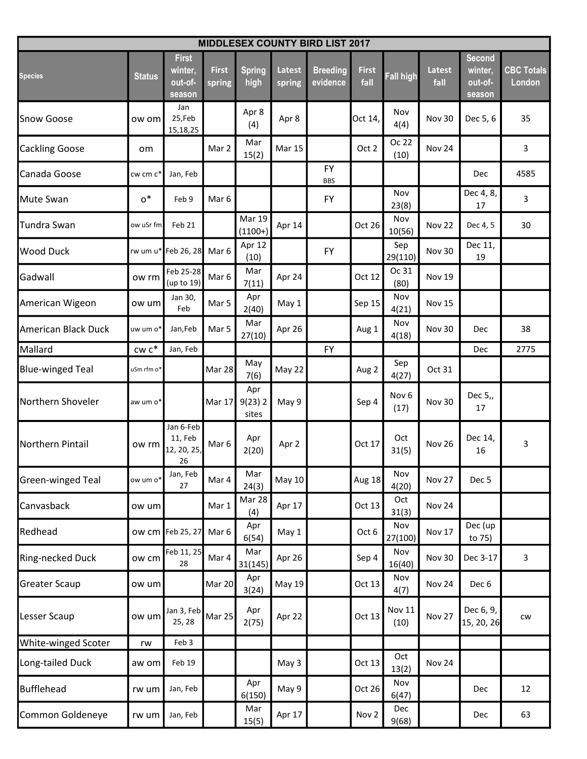| MIDDLESEX COUNTY BIRD LIST 2017 | | | | | | | | | | | |
|---|---|---|---|---|---|---|---|---|---|---|---|
| Species | Status | First winter, out-of-season | First spring | Spring high | Latest spring | Breeding evidence | First fall | Fall high | Latest fall | Second winter, out-of-season | CBC Totals London |
| Snow Goose | ow om | Jan 25,Feb 15,18,25 | | Apr 8 (4) | Apr 8 | | Oct 14, | Nov 4(4) | Nov 30 | Dec 5, 6 | 35 |
| Cackling Goose | om | | Mar 2 | Mar 15(2) | Mar 15 | | Oct 2 | Oc 22 (10) | Nov 24 | | 3 |
| Canada Goose | cw cm c* | Jan, Feb | | | | FY BBS | | | | Dec | 4585 |
| Mute Swan | o* | Feb 9 | Mar 6 | | | FY | | Nov 23(8) | | Dec 4, 8, 17 | 3 |
| Tundra Swan | ow uSr fm | Feb 21 | | Mar 19 (1100+) | Apr 14 | | Oct 26 | Nov 10(56) | Nov 22 | Dec 4, 5 | 30 |
| Wood Duck | rw um u* | Feb 26, 28 | Mar 6 | Apr 12 (10) | | FY | | Sep 29(110) | Nov 30 | Dec 11, 19 | |
| Gadwall | ow rm | Feb 25-28 (up to 19) | Mar 6 | Mar 7(11) | Apr 24 | | Oct 12 | Oc 31 (80) | Nov 19 | | |
| American Wigeon | ow um | Jan 30, Feb | Mar 5 | Apr 2(40) | May 1 | | Sep 15 | Nov 4(21) | Nov 15 | | |
| American Black Duck | uw um o* | Jan,Feb | Mar 5 | Mar 27(10) | Apr 26 | | Aug 1 | Nov 4(18) | Nov 30 | Dec | 38 |
| Mallard | cw c* | Jan, Feb | | | | FY | | | | Dec | 2775 |
| Blue-winged Teal | uSm rfm o* | | Mar 28 | May 7(6) | May 22 | | Aug 2 | Sep 4(27) | Oct 31 | | |
| Northern Shoveler | aw um o* | | Mar 17 | Apr 9(23) 2 sites | May 9 | | Sep 4 | Nov 6 (17) | Nov 30 | Dec 5,, 17 | |
| Northern Pintail | ow rm | Jan 6-Feb 11, Feb 12, 20, 25, 26 | Mar 6 | Apr 2(20) | Apr 2 | | Oct 17 | Oct 31(5) | Nov 26 | Dec 14, 16 | 3 |
| Green-winged Teal | ow um o* | Jan, Feb 27 | Mar 4 | Mar 24(3) | May 10 | | Aug 18 | Nov 4(20) | Nov 27 | Dec 5 | |
| Canvasback | ow um | | Mar 1 | Mar 28 (4) | Apr 17 | | Oct 13 | Oct 31(3) | Nov 24 | | |
| Redhead | ow cm | Feb 25, 27 | Mar 6 | Apr 6(54) | May 1 | | Oct 6 | Nov 27(100) | Nov 17 | Dec (up to 75) | |
| Ring-necked Duck | ow cm | Feb 11, 25 28 | Mar 4 | Mar 31(145) | Apr 26 | | Sep 4 | Nov 16(40) | Nov 30 | Dec 3-17 | 3 |
| Greater Scaup | ow um | | Mar 20 | Apr 3(24) | May 19 | | Oct 13 | Nov 4(7) | Nov 24 | Dec 6 | |
| Lesser Scaup | ow um | Jan 3, Feb 25, 28 | Mar 25 | Apr 2(75) | Apr 22 | | Oct 13 | Nov 11 (10) | Nov 27 | Dec 6, 9, 15, 20, 26 | cw |
| White-winged Scoter | rw | Feb 3 | | | | | | | | | |
| Long-tailed Duck | aw om | Feb 19 | | | May 3 | | Oct 13 | Oct 13(2) | Nov 24 | | |
| Bufflehead | rw um | Jan, Feb | | Apr 6(150) | May 9 | | Oct 26 | Nov 6(47) | | Dec | 12 |
| Common Goldeneye | rw um | Jan, Feb | | Mar 15(5) | Apr 17 | | Nov 2 | Dec 9(68) | | Dec | 63 |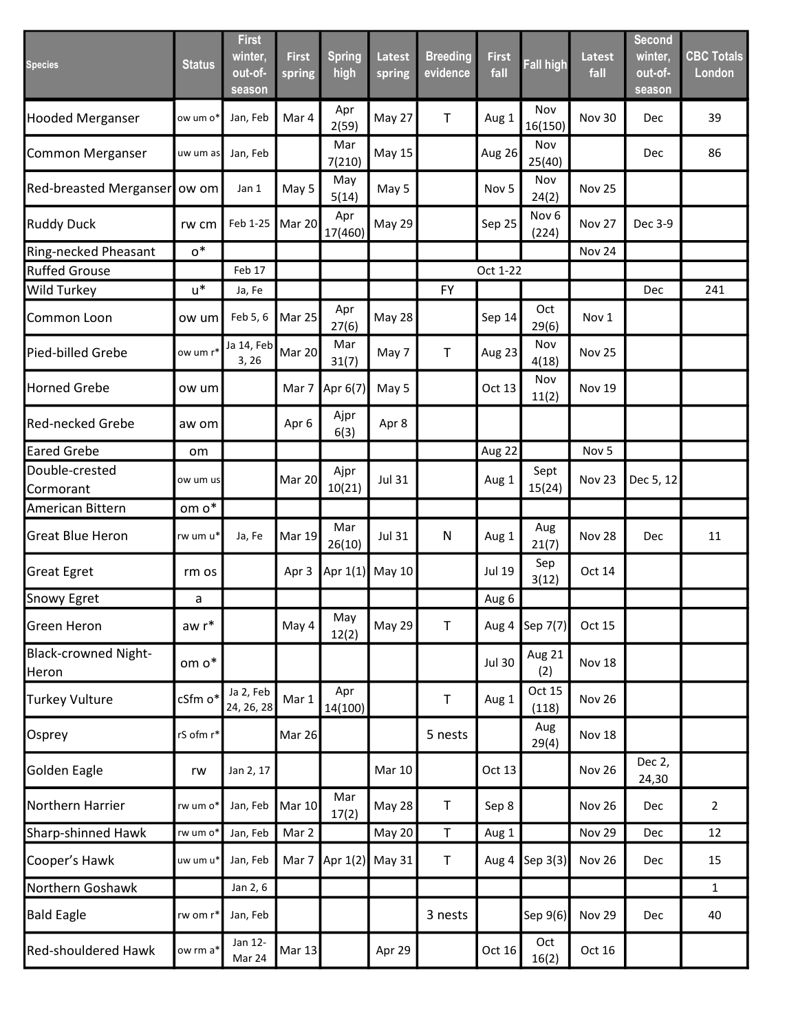| Species | Status | First winter, out-of-season | First spring | Spring high | Latest spring | Breeding evidence | First fall | Fall high | Latest fall | Second winter, out-of-season | CBC Totals London |
|---|---|---|---|---|---|---|---|---|---|---|---|
| Hooded Merganser | ow um o* | Jan, Feb | Mar 4 | Apr 2(59) | May 27 | T | Aug 1 | Nov 16(150) | Nov 30 | Dec | 39 |
| Common Merganser | uw um as | Jan, Feb | | Mar 7(210) | May 15 | | Aug 26 | Nov 25(40) | | Dec | 86 |
| Red-breasted Merganser | ow om | Jan 1 | May 5 | May 5(14) | May 5 | | Nov 5 | Nov 24(2) | Nov 25 | | |
| Ruddy Duck | rw cm | Feb 1-25 | Mar 20 | Apr 17(460) | May 29 | | Sep 25 | Nov 6 (224) | Nov 27 | Dec 3-9 | |
| Ring-necked Pheasant | o* | | | | | | | | Nov 24 | | |
| Ruffed Grouse | | Feb 17 | | | | | Oct 1-22 | | | | |
| Wild Turkey | u* | Ja, Fe | | | | FY | | | | Dec | 241 |
| Common Loon | ow um | Feb 5, 6 | Mar 25 | Apr 27(6) | May 28 | | Sep 14 | Oct 29(6) | Nov 1 | | |
| Pied-billed Grebe | ow um r* | Ja 14, Feb 3, 26 | Mar 20 | Mar 31(7) | May 7 | T | Aug 23 | Nov 4(18) | Nov 25 | | |
| Horned Grebe | ow um | | Mar 7 | Apr 6(7) | May 5 | | Oct 13 | Nov 11(2) | Nov 19 | | |
| Red-necked Grebe | aw om | | Apr 6 | Ajpr 6(3) | Apr 8 | | | | | | |
| Eared Grebe | om | | | | | | Aug 22 | | Nov 5 | | |
| Double-crested Cormorant | ow um us | | Mar 20 | Ajpr 10(21) | Jul 31 | | Aug 1 | Sept 15(24) | Nov 23 | Dec 5, 12 | |
| American Bittern | om o* | | | | | | | | | | |
| Great Blue Heron | rw um u* | Ja, Fe | Mar 19 | Mar 26(10) | Jul 31 | N | Aug 1 | Aug 21(7) | Nov 28 | Dec | 11 |
| Great Egret | rm os | | Apr 3 | Apr 1(1) | May 10 | | Jul 19 | Sep 3(12) | Oct 14 | | |
| Snowy Egret | a | | | | | | Aug 6 | | | | |
| Green Heron | aw r* | | May 4 | May 12(2) | May 29 | T | Aug 4 | Sep 7(7) | Oct 15 | | |
| Black-crowned Night-Heron | om o* | | | | | | Jul 30 | Aug 21 (2) | Nov 18 | | |
| Turkey Vulture | cSfm o* | Ja 2, Feb 24, 26, 28 | Mar 1 | Apr 14(100) | | T | Aug 1 | Oct 15 (118) | Nov 26 | | |
| Osprey | rS ofm r* | | Mar 26 | | | 5 nests | | Aug 29(4) | Nov 18 | | |
| Golden Eagle | rw | Jan 2, 17 | | | Mar 10 | | Oct 13 | | Nov 26 | Dec 2, 24,30 | |
| Northern Harrier | rw um o* | Jan, Feb | Mar 10 | Mar 17(2) | May 28 | T | Sep 8 | | Nov 26 | Dec | 2 |
| Sharp-shinned Hawk | rw um o* | Jan, Feb | Mar 2 | | May 20 | T | Aug 1 | | Nov 29 | Dec | 12 |
| Cooper's Hawk | uw um u* | Jan, Feb | Mar 7 | Apr 1(2) | May 31 | T | Aug 4 | Sep 3(3) | Nov 26 | Dec | 15 |
| Northern Goshawk | | Jan 2, 6 | | | | | | | | | 1 |
| Bald Eagle | rw om r* | Jan, Feb | | | | 3 nests | | Sep 9(6) | Nov 29 | Dec | 40 |
| Red-shouldered Hawk | ow rm a* | Jan 12-Mar 24 | Mar 13 | | Apr 29 | | Oct 16 | Oct 16(2) | Oct 16 | | |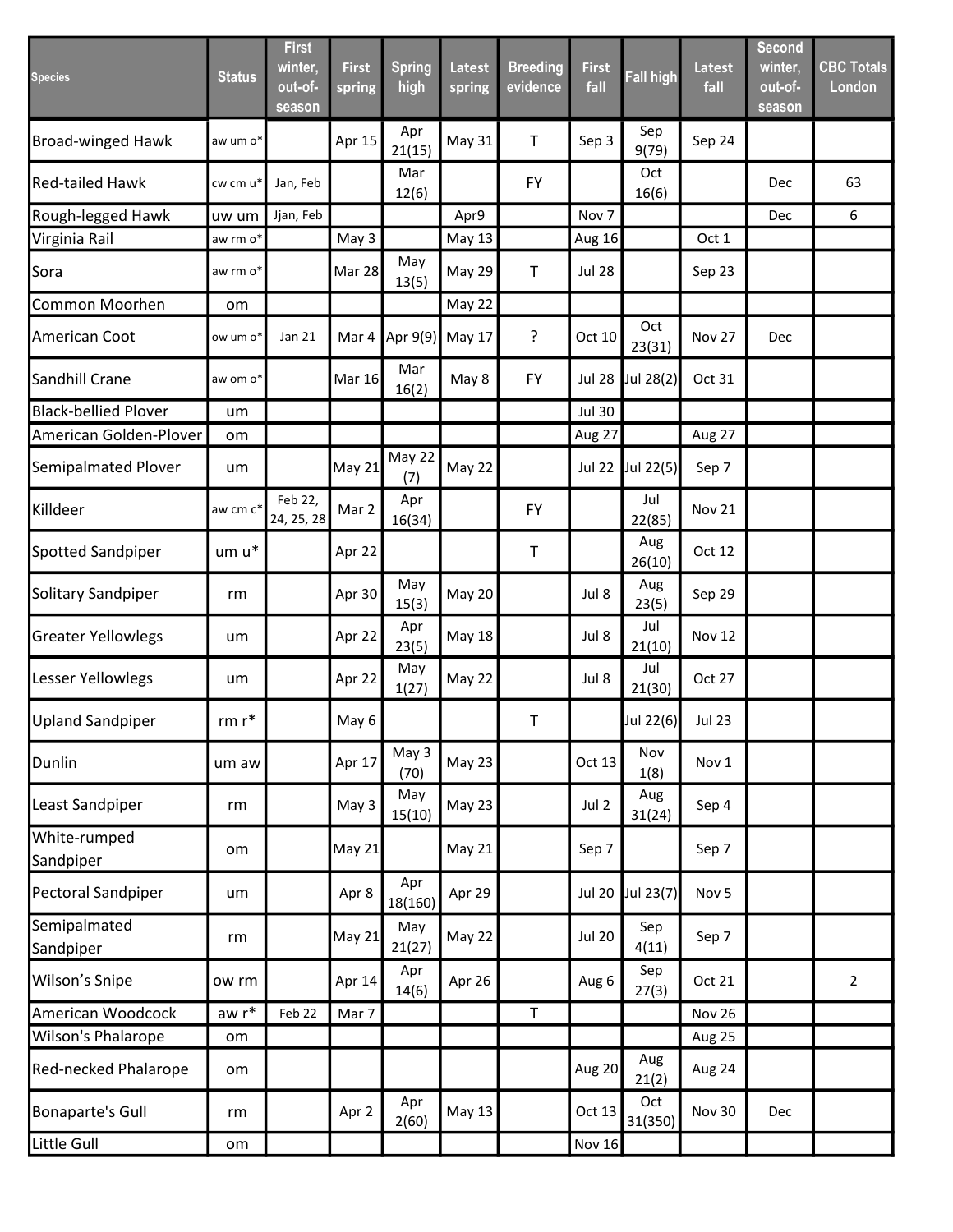| Species | Status | First winter, out-of-season | First spring | Spring high | Latest spring | Breeding evidence | First fall | Fall high | Latest fall | Second winter, out-of-season | CBC Totals London |
|---|---|---|---|---|---|---|---|---|---|---|---|
| Broad-winged Hawk | aw um o* | | Apr 15 | Apr 21(15) | May 31 | T | Sep 3 | Sep 9(79) | Sep 24 | | |
| Red-tailed Hawk | cw cm u* | Jan, Feb | | Mar 12(6) | | FY | | Oct 16(6) | | Dec | 63 |
| Rough-legged Hawk | uw um | Jjan, Feb | | | Apr9 | | Nov 7 | | | Dec | 6 |
| Virginia Rail | aw rm o* | | May 3 | | May 13 | | Aug 16 | | Oct 1 | | |
| Sora | aw rm o* | | Mar 28 | May 13(5) | May 29 | T | Jul 28 | | Sep 23 | | |
| Common Moorhen | om | | | | May 22 | | | | | | |
| American Coot | ow um o* | Jan 21 | Mar 4 | Apr 9(9) | May 17 | ? | Oct 10 | Oct 23(31) | Nov 27 | Dec | |
| Sandhill Crane | aw om o* | | Mar 16 | Mar 16(2) | May 8 | FY | Jul 28 | Jul 28(2) | Oct 31 | | |
| Black-bellied Plover | um | | | | | | Jul 30 | | | | |
| American Golden-Plover | om | | | | | | Aug 27 | | Aug 27 | | |
| Semipalmated Plover | um | | May 21 | May 22 (7) | May 22 | | Jul 22 | Jul 22(5) | Sep 7 | | |
| Killdeer | aw cm c* | Feb 22, 24, 25, 28 | Mar 2 | Apr 16(34) | | FY | | Jul 22(85) | Nov 21 | | |
| Spotted Sandpiper | um u* | | Apr 22 | | | T | | Aug 26(10) | Oct 12 | | |
| Solitary Sandpiper | rm | | Apr 30 | May 15(3) | May 20 | | Jul 8 | Aug 23(5) | Sep 29 | | |
| Greater Yellowlegs | um | | Apr 22 | Apr 23(5) | May 18 | | Jul 8 | Jul 21(10) | Nov 12 | | |
| Lesser Yellowlegs | um | | Apr 22 | May 1(27) | May 22 | | Jul 8 | Jul 21(30) | Oct 27 | | |
| Upland Sandpiper | rm r* | | May 6 | | | T | | Jul 22(6) | Jul 23 | | |
| Dunlin | um aw | | Apr 17 | May 3 (70) | May 23 | | Oct 13 | Nov 1(8) | Nov 1 | | |
| Least Sandpiper | rm | | May 3 | May 15(10) | May 23 | | Jul 2 | Aug 31(24) | Sep 4 | | |
| White-rumped Sandpiper | om | | May 21 | | May 21 | | Sep 7 | | Sep 7 | | |
| Pectoral Sandpiper | um | | Apr 8 | Apr 18(160) | Apr 29 | | Jul 20 | Jul 23(7) | Nov 5 | | |
| Semipalmated Sandpiper | rm | | May 21 | May 21(27) | May 22 | | Jul 20 | Sep 4(11) | Sep 7 | | |
| Wilson’s Snipe | ow rm | | Apr 14 | Apr 14(6) | Apr 26 | | Aug 6 | Sep 27(3) | Oct 21 | | 2 |
| American Woodcock | aw r* | Feb 22 | Mar 7 | | | T | | | Nov 26 | | |
| Wilson's Phalarope | om | | | | | | | | Aug 25 | | |
| Red-necked Phalarope | om | | | | | | Aug 20 | Aug 21(2) | Aug 24 | | |
| Bonaparte's Gull | rm | | Apr 2 | Apr 2(60) | May 13 | | Oct 13 | Oct 31(350) | Nov 30 | Dec | |
| Little Gull | om | | | | | | Nov 16 | | | | |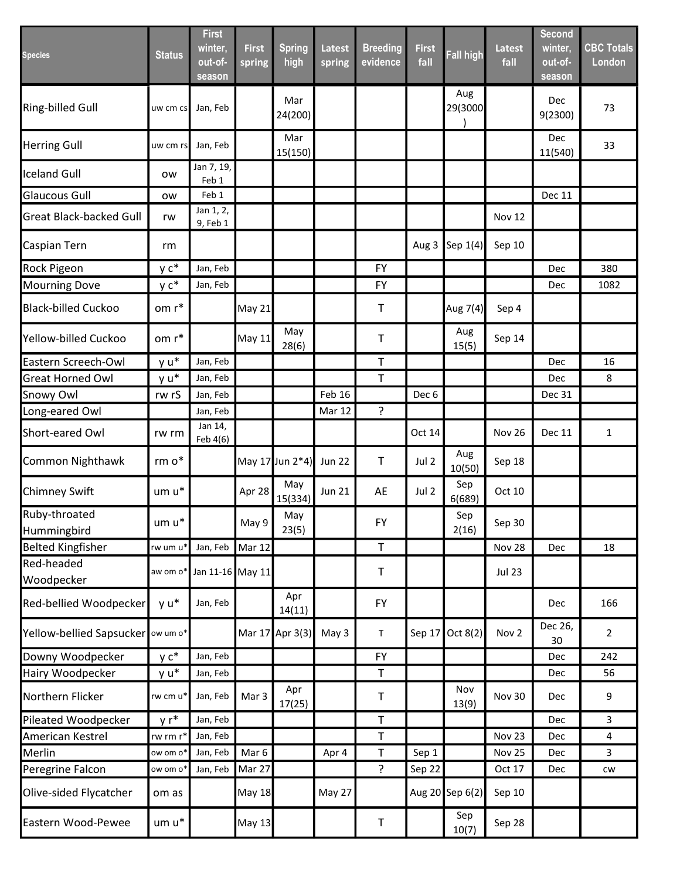| Species | Status | First winter, out-of-season | First spring | Spring high | Latest spring | Breeding evidence | First fall | Fall high | Latest fall | Second winter, out-of-season | CBC Totals London |
|---|---|---|---|---|---|---|---|---|---|---|---|
| Ring-billed Gull | uw cm cs | Jan, Feb | | Mar 24(200) | | | | Aug 29(3000) | | Dec 9(2300) | 73 |
| Herring Gull | uw cm rs | Jan, Feb | | Mar 15(150) | | | | | | Dec 11(540) | 33 |
| Iceland Gull | ow | Jan 7, 19, Feb 1 | | | | | | | | | |
| Glaucous Gull | ow | Feb 1 | | | | | | | | Dec 11 | |
| Great Black-backed Gull | rw | Jan 1, 2, 9, Feb 1 | | | | | | | Nov 12 | | |
| Caspian Tern | rm | | | | | | Aug 3 | Sep 1(4) | Sep 10 | | |
| Rock Pigeon | y c* | Jan, Feb | | | | FY | | | | Dec | 380 |
| Mourning Dove | y c* | Jan, Feb | | | | FY | | | | Dec | 1082 |
| Black-billed Cuckoo | om r* | | May 21 | | | T | | Aug 7(4) | Sep 4 | | |
| Yellow-billed Cuckoo | om r* | | May 11 | May 28(6) | | T | | Aug 15(5) | Sep 14 | | |
| Eastern Screech-Owl | y u* | Jan, Feb | | | | T | | | | Dec | 16 |
| Great Horned Owl | y u* | Jan, Feb | | | | T | | | | Dec | 8 |
| Snowy Owl | rw rS | Jan, Feb | | | Feb 16 | | Dec 6 | | | Dec 31 | |
| Long-eared Owl | | Jan, Feb | | | Mar 12 | ? | | | | | |
| Short-eared Owl | rw rm | Jan 14, Feb 4(6) | | | | | Oct 14 | | Nov 26 | Dec 11 | 1 |
| Common Nighthawk | rm o* | | May 17 | Jun 2*4) | Jun 22 | T | Jul 2 | Aug 10(50) | Sep 18 | | |
| Chimney Swift | um u* | | Apr 28 | May 15(334) | Jun 21 | AE | Jul 2 | Sep 6(689) | Oct 10 | | |
| Ruby-throated Hummingbird | um u* | | May 9 | May 23(5) | | FY | | Sep 2(16) | Sep 30 | | |
| Belted Kingfisher | rw um u* | Jan, Feb | Mar 12 | | | T | | | Nov 28 | Dec | 18 |
| Red-headed Woodpecker | aw om o* | Jan 11-16 | May 11 | | | T | | | Jul 23 | | |
| Red-bellied Woodpecker | y u* | Jan, Feb | | Apr 14(11) | | FY | | | | Dec | 166 |
| Yellow-bellied Sapsucker | ow um o* | | Mar 17 | Apr 3(3) | May 3 | T | Sep 17 | Oct 8(2) | Nov 2 | Dec 26, 30 | 2 |
| Downy Woodpecker | y c* | Jan, Feb | | | | FY | | | | Dec | 242 |
| Hairy Woodpecker | y u* | Jan, Feb | | | | T | | | | Dec | 56 |
| Northern Flicker | rw cm u* | Jan, Feb | Mar 3 | Apr 17(25) | | T | | Nov 13(9) | Nov 30 | Dec | 9 |
| Pileated Woodpecker | y r* | Jan, Feb | | | | T | | | | Dec | 3 |
| American Kestrel | rw rm r* | Jan, Feb | | | | T | | | Nov 23 | Dec | 4 |
| Merlin | ow om o* | Jan, Feb | Mar 6 | | Apr 4 | T | Sep 1 | | Nov 25 | Dec | 3 |
| Peregrine Falcon | ow om o* | Jan, Feb | Mar 27 | | | ? | Sep 22 | | Oct 17 | Dec | cw |
| Olive-sided Flycatcher | om as | | May 18 | | May 27 | | Aug 20 | Sep 6(2) | Sep 10 | | |
| Eastern Wood-Pewee | um u* | | May 13 | | | T | | Sep 10(7) | Sep 28 | | |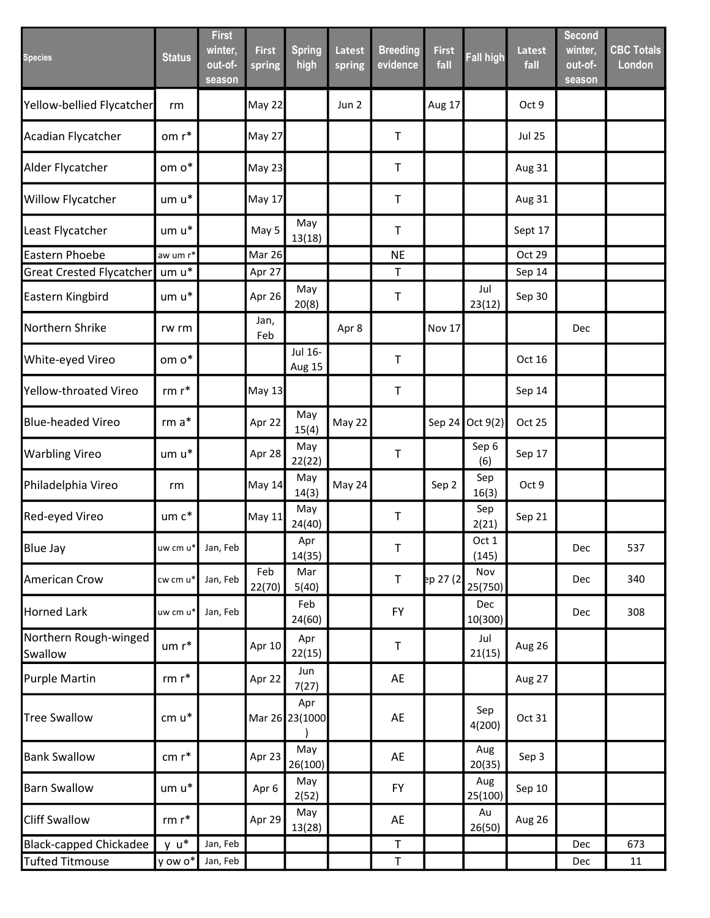| Species | Status | First winter, out-of-season | First spring | Spring high | Latest spring | Breeding evidence | First fall | Fall high | Latest fall | Second winter, out-of-season | CBC Totals London |
|---|---|---|---|---|---|---|---|---|---|---|---|
| Yellow-bellied Flycatcher | rm | | May 22 | | Jun 2 | | Aug 17 | | Oct 9 | | |
| Acadian Flycatcher | om r* | | May 27 | | | T | | | Jul 25 | | |
| Alder Flycatcher | om o* | | May 23 | | | T | | | Aug 31 | | |
| Willow Flycatcher | um u* | | May 17 | | | T | | | Aug 31 | | |
| Least Flycatcher | um u* | | May 5 | May 13(18) | | T | | | Sept 17 | | |
| Eastern Phoebe | aw um r* | | Mar 26 | | | NE | | | Oct 29 | | |
| Great Crested Flycatcher | um u* | | Apr 27 | | | T | | | Sep 14 | | |
| Eastern Kingbird | um u* | | Apr 26 | May 20(8) | | T | | Jul 23(12) | Sep 30 | | |
| Northern Shrike | rw rm | | Jan, Feb | | Apr 8 | | Nov 17 | | | Dec | |
| White-eyed Vireo | om o* | | | Jul 16-Aug 15 | | T | | | Oct 16 | | |
| Yellow-throated Vireo | rm r* | | May 13 | | | T | | | Sep 14 | | |
| Blue-headed Vireo | rm a* | | Apr 22 | May 15(4) | May 22 | | Sep 24 | Oct 9(2) | Oct 25 | | |
| Warbling Vireo | um u* | | Apr 28 | May 22(22) | | T | | Sep 6 (6) | Sep 17 | | |
| Philadelphia Vireo | rm | | May 14 | May 14(3) | May 24 | | Sep 2 | Sep 16(3) | Oct 9 | | |
| Red-eyed Vireo | um c* | | May 11 | May 24(40) | | T | | Sep 2(21) | Sep 21 | | |
| Blue Jay | uw cm u* | Jan, Feb | | Apr 14(35) | | T | | Oct 1 (145) | | Dec | 537 |
| American Crow | cw cm u* | Jan, Feb | Feb 22(70) | Mar 5(40) | | T | ep 27 (2 | Nov 25(750) | | Dec | 340 |
| Horned Lark | uw cm u* | Jan, Feb | | Feb 24(60) | | FY | | Dec 10(300) | | Dec | 308 |
| Northern Rough-winged Swallow | um r* | | Apr 10 | Apr 22(15) | | T | | Jul 21(15) | Aug 26 | | |
| Purple Martin | rm r* | | Apr 22 | Jun 7(27) | | AE | | | Aug 27 | | |
| Tree Swallow | cm u* | | Mar 26 | Apr 23(1000) | | AE | | Sep 4(200) | Oct 31 | | |
| Bank Swallow | cm r* | | Apr 23 | May 26(100) | | AE | | Aug 20(35) | Sep 3 | | |
| Barn Swallow | um u* | | Apr 6 | May 2(52) | | FY | | Aug 25(100) | Sep 10 | | |
| Cliff Swallow | rm r* | | Apr 29 | May 13(28) | | AE | | Au 26(50) | Aug 26 | | |
| Black-capped Chickadee | y u* | Jan, Feb | | | | T | | | | Dec | 673 |
| Tufted Titmouse | y ow o* | Jan, Feb | | | | T | | | | Dec | 11 |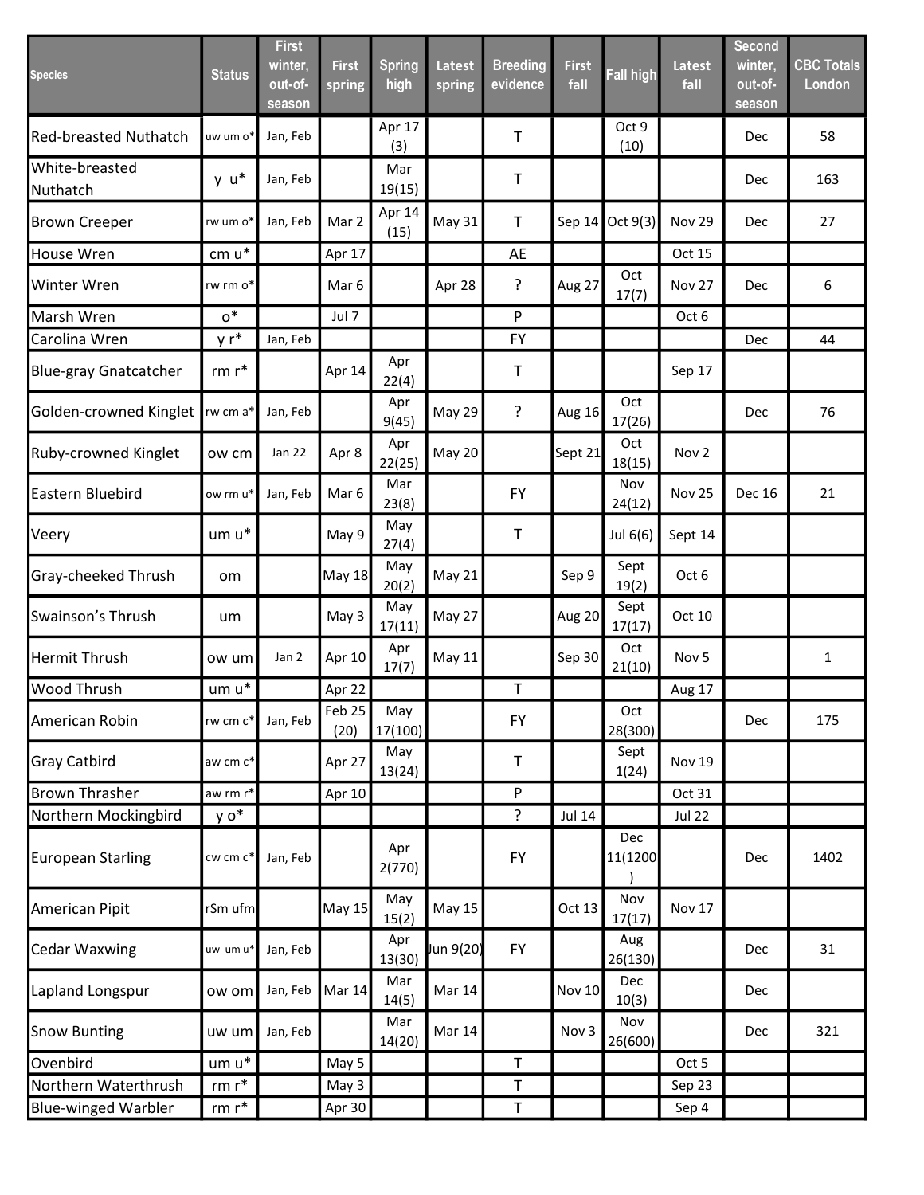| Species | Status | First winter, out-of-season | First spring | Spring high | Latest spring | Breeding evidence | First fall | Fall high | Latest fall | Second winter, out-of-season | CBC Totals London |
|---|---|---|---|---|---|---|---|---|---|---|---|
| Red-breasted Nuthatch | uw um o* | Jan, Feb | | Apr 17 (3) | | T | | Oct 9 (10) | | Dec | 58 |
| White-breasted Nuthatch | y u* | Jan, Feb | | Mar 19(15) | | T | | | | Dec | 163 |
| Brown Creeper | rw um o* | Jan, Feb | Mar 2 | Apr 14 (15) | May 31 | T | Sep 14 | Oct 9(3) | Nov 29 | Dec | 27 |
| House Wren | cm u* | | Apr 17 | | | AE | | | Oct 15 | | |
| Winter Wren | rw rm o* | | Mar 6 | | Apr 28 | ? | Aug 27 | Oct 17(7) | Nov 27 | Dec | 6 |
| Marsh Wren | o* | | Jul 7 | | | P | | | Oct 6 | | |
| Carolina Wren | y r* | Jan, Feb | | | | FY | | | | Dec | 44 |
| Blue-gray Gnatcatcher | rm r* | | Apr 14 | Apr 22(4) | | T | | | Sep 17 | | |
| Golden-crowned Kinglet | rw cm a* | Jan, Feb | | Apr 9(45) | May 29 | ? | Aug 16 | Oct 17(26) | | Dec | 76 |
| Ruby-crowned Kinglet | ow cm | Jan 22 | Apr 8 | Apr 22(25) | May 20 | | Sept 21 | Oct 18(15) | Nov 2 | | |
| Eastern Bluebird | ow rm u* | Jan, Feb | Mar 6 | Mar 23(8) | | FY | | Nov 24(12) | Nov 25 | Dec 16 | 21 |
| Veery | um u* | | May 9 | May 27(4) | | T | | Jul 6(6) | Sept 14 | | |
| Gray-cheeked Thrush | om | | May 18 | May 20(2) | May 21 | | Sep 9 | Sept 19(2) | Oct 6 | | |
| Swainson's Thrush | um | | May 3 | May 17(11) | May 27 | | Aug 20 | Sept 17(17) | Oct 10 | | |
| Hermit Thrush | ow um | Jan 2 | Apr 10 | Apr 17(7) | May 11 | | Sep 30 | Oct 21(10) | Nov 5 | | 1 |
| Wood Thrush | um u* | | Apr 22 | | | T | | | Aug 17 | | |
| American Robin | rw cm c* | Jan, Feb | Feb 25 (20) | May 17(100) | | FY | | Oct 28(300) | | Dec | 175 |
| Gray Catbird | aw cm c* | | Apr 27 | May 13(24) | | T | | Sept 1(24) | Nov 19 | | |
| Brown Thrasher | aw rm r* | | Apr 10 | | | P | | | Oct 31 | | |
| Northern Mockingbird | y o* | | | | | ? | Jul 14 | | Jul 22 | | |
| European Starling | cw cm c* | Jan, Feb | | Apr 2(770) | | FY | | Dec 11(1200) | | Dec | 1402 |
| American Pipit | rSm ufm | | May 15 | May 15(2) | May 15 | | Oct 13 | Nov 17(17) | Nov 17 | | |
| Cedar Waxwing | uw um u* | Jan, Feb | | Apr 13(30) | Jun 9(20) | FY | | Aug 26(130) | | Dec | 31 |
| Lapland Longspur | ow om | Jan, Feb | Mar 14 | Mar 14(5) | Mar 14 | | Nov 10 | Dec 10(3) | | Dec | |
| Snow Bunting | uw um | Jan, Feb | | Mar 14(20) | Mar 14 | | Nov 3 | Nov 26(600) | | Dec | 321 |
| Ovenbird | um u* | | May 5 | | | T | | | Oct 5 | | |
| Northern Waterthrush | rm r* | | May 3 | | | T | | | Sep 23 | | |
| Blue-winged Warbler | rm r* | | Apr 30 | | | T | | | Sep 4 | | |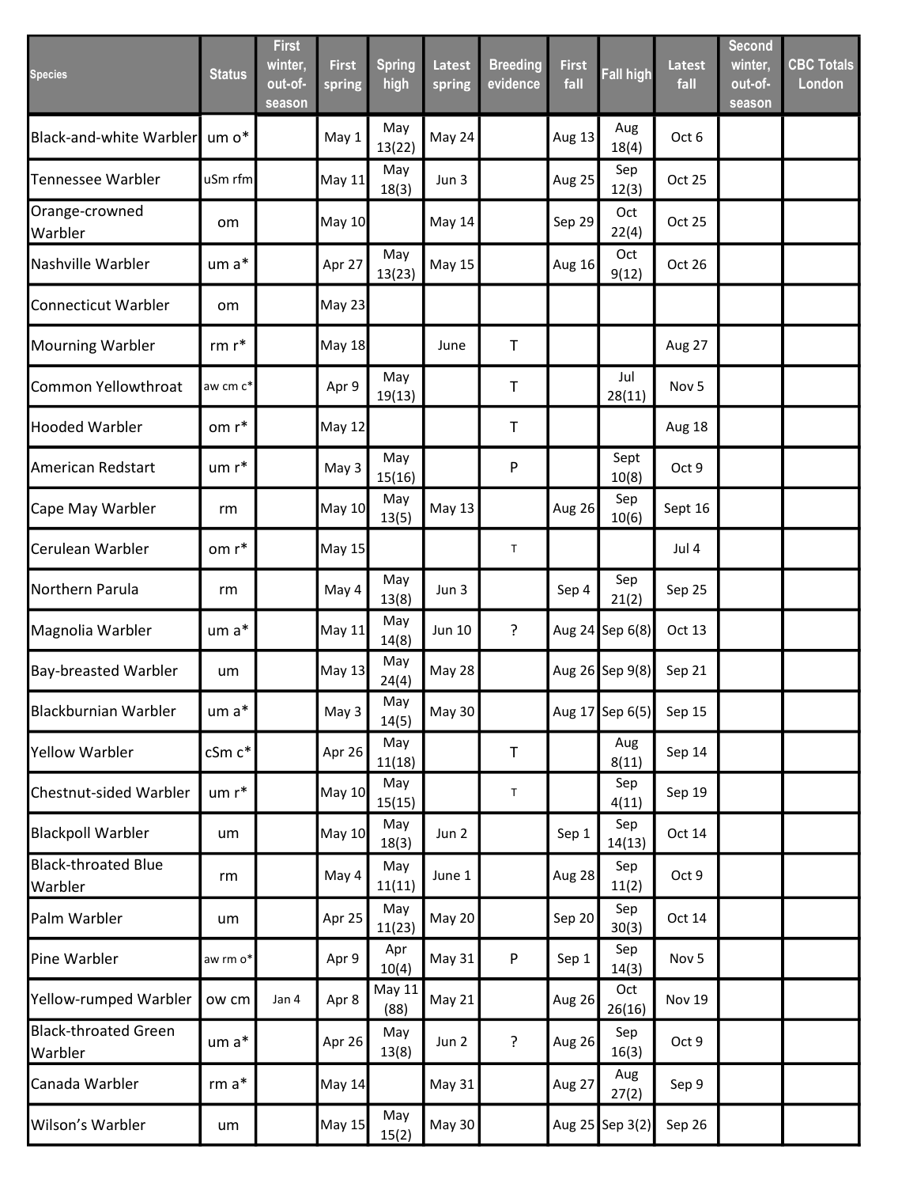| Species | Status | First winter, out-of-season | First spring | Spring high | Latest spring | Breeding evidence | First fall | Fall high | Latest fall | Second winter, out-of-season | CBC Totals London |
|---|---|---|---|---|---|---|---|---|---|---|---|
| Black-and-white Warbler | um o* | | May 1 | May 13(22) | May 24 | | Aug 13 | Aug 18(4) | Oct 6 | | |
| Tennessee Warbler | uSm rfm | | May 11 | May 18(3) | Jun 3 | | Aug 25 | Sep 12(3) | Oct 25 | | |
| Orange-crowned Warbler | om | | May 10 | | May 14 | | Sep 29 | Oct 22(4) | Oct 25 | | |
| Nashville Warbler | um a* | | Apr 27 | May 13(23) | May 15 | | Aug 16 | Oct 9(12) | Oct 26 | | |
| Connecticut Warbler | om | | May 23 | | | | | | | | |
| Mourning Warbler | rm r* | | May 18 | | June | T | | | Aug 27 | | |
| Common Yellowthroat | aw cm c* | | Apr 9 | May 19(13) | | T | | Jul 28(11) | Nov 5 | | |
| Hooded Warbler | om r* | | May 12 | | | T | | | Aug 18 | | |
| American Redstart | um r* | | May 3 | May 15(16) | | P | | Sept 10(8) | Oct 9 | | |
| Cape May Warbler | rm | | May 10 | May 13(5) | May 13 | | Aug 26 | Sep 10(6) | Sept 16 | | |
| Cerulean Warbler | om r* | | May 15 | | | T | | | Jul 4 | | |
| Northern Parula | rm | | May 4 | May 13(8) | Jun 3 | | Sep 4 | Sep 21(2) | Sep 25 | | |
| Magnolia Warbler | um a* | | May 11 | May 14(8) | Jun 10 | ? | Aug 24 | Sep 6(8) | Oct 13 | | |
| Bay-breasted Warbler | um | | May 13 | May 24(4) | May 28 | | Aug 26 | Sep 9(8) | Sep 21 | | |
| Blackburnian Warbler | um a* | | May 3 | May 14(5) | May 30 | | Aug 17 | Sep 6(5) | Sep 15 | | |
| Yellow Warbler | cSm c* | | Apr 26 | May 11(18) | | T | | Aug 8(11) | Sep 14 | | |
| Chestnut-sided Warbler | um r* | | May 10 | May 15(15) | | T | | Sep 4(11) | Sep 19 | | |
| Blackpoll Warbler | um | | May 10 | May 18(3) | Jun 2 | | Sep 1 | Sep 14(13) | Oct 14 | | |
| Black-throated Blue Warbler | rm | | May 4 | May 11(11) | June 1 | | Aug 28 | Sep 11(2) | Oct 9 | | |
| Palm Warbler | um | | Apr 25 | May 11(23) | May 20 | | Sep 20 | Sep 30(3) | Oct 14 | | |
| Pine Warbler | aw rm o* | | Apr 9 | Apr 10(4) | May 31 | P | Sep 1 | Sep 14(3) | Nov 5 | | |
| Yellow-rumped Warbler | ow cm | Jan 4 | Apr 8 | May 11 (88) | May 21 | | Aug 26 | Oct 26(16) | Nov 19 | | |
| Black-throated Green Warbler | um a* | | Apr 26 | May 13(8) | Jun 2 | ? | Aug 26 | Sep 16(3) | Oct 9 | | |
| Canada Warbler | rm a* | | May 14 | | May 31 | | Aug 27 | Aug 27(2) | Sep 9 | | |
| Wilson's Warbler | um | | May 15 | May 15(2) | May 30 | | Aug 25 | Sep 3(2) | Sep 26 | | |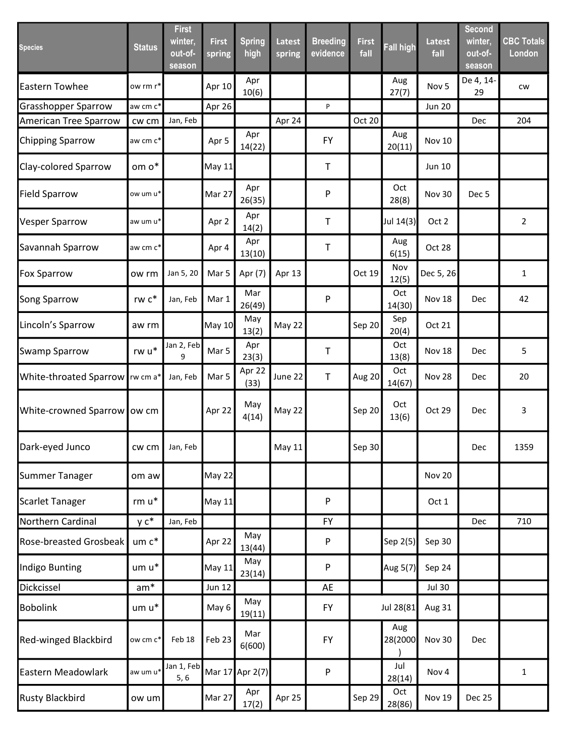| Species | Status | First winter, out-of-season | First spring | Spring high | Latest spring | Breeding evidence | First fall | Fall high | Latest fall | Second winter, out-of-season | CBC Totals London |
|---|---|---|---|---|---|---|---|---|---|---|---|
| Eastern Towhee | ow rm r* | | Apr 10 | Apr 10(6) | | | | Aug 27(7) | Nov 5 | De 4, 14-29 | cw |
| Grasshopper Sparrow | aw cm c* | | Apr 26 | | | P | | | Jun 20 | | |
| American Tree Sparrow | cw cm | Jan, Feb | | | Apr 24 | | Oct 20 | | | Dec | 204 |
| Chipping Sparrow | aw cm c* | | Apr 5 | Apr 14(22) | | FY | | Aug 20(11) | Nov 10 | | |
| Clay-colored Sparrow | om o* | | May 11 | | | T | | | Jun 10 | | |
| Field Sparrow | ow um u* | | Mar 27 | Apr 26(35) | | P | | Oct 28(8) | Nov 30 | Dec 5 | |
| Vesper Sparrow | aw um u* | | Apr 2 | Apr 14(2) | | T | | Jul 14(3) | Oct 2 | | 2 |
| Savannah Sparrow | aw cm c* | | Apr 4 | Apr 13(10) | | T | | Aug 6(15) | Oct 28 | | |
| Fox Sparrow | ow rm | Jan 5, 20 | Mar 5 | Apr (7) | Apr 13 | | Oct 19 | Nov 12(5) | Dec 5, 26 | | 1 |
| Song Sparrow | rw c* | Jan, Feb | Mar 1 | Mar 26(49) | | P | | Oct 14(30) | Nov 18 | Dec | 42 |
| Lincoln's Sparrow | aw rm | | May 10 | May 13(2) | May 22 | | Sep 20 | Sep 20(4) | Oct 21 | | |
| Swamp Sparrow | rw u* | Jan 2, Feb 9 | Mar 5 | Apr 23(3) | | T | | Oct 13(8) | Nov 18 | Dec | 5 |
| White-throated Sparrow | rw cm a* | Jan, Feb | Mar 5 | Apr 22 (33) | June 22 | T | Aug 20 | Oct 14(67) | Nov 28 | Dec | 20 |
| White-crowned Sparrow | ow cm | | Apr 22 | May 4(14) | May 22 | | Sep 20 | Oct 13(6) | Oct 29 | Dec | 3 |
| Dark-eyed Junco | cw cm | Jan, Feb | | | May 11 | | Sep 30 | | | Dec | 1359 |
| Summer Tanager | om aw | | May 22 | | | | | | Nov 20 | | |
| Scarlet Tanager | rm u* | | May 11 | | | P | | | Oct 1 | | |
| Northern Cardinal | y c* | Jan, Feb | | | | FY | | | | Dec | 710 |
| Rose-breasted Grosbeak | um c* | | Apr 22 | May 13(44) | | P | | Sep 2(5) | Sep 30 | | |
| Indigo Bunting | um u* | | May 11 | May 23(14) | | P | | Aug 5(7) | Sep 24 | | |
| Dickcissel | am* | | Jun 12 | | | AE | | | Jul 30 | | |
| Bobolink | um u* | | May 6 | May 19(11) | | FY | | Jul 28(81 | Aug 31 | | |
| Red-winged Blackbird | ow cm c* | Feb 18 | Feb 23 | Mar 6(600) | | FY | | Aug 28(2000) | Nov 30 | Dec | |
| Eastern Meadowlark | aw um u* | Jan 1, Feb 5, 6 | Mar 17 | Apr 2(7) | | P | | Jul 28(14) | Nov 4 | | 1 |
| Rusty Blackbird | ow um | | Mar 27 | Apr 17(2) | Apr 25 | | Sep 29 | Oct 28(86) | Nov 19 | Dec 25 | |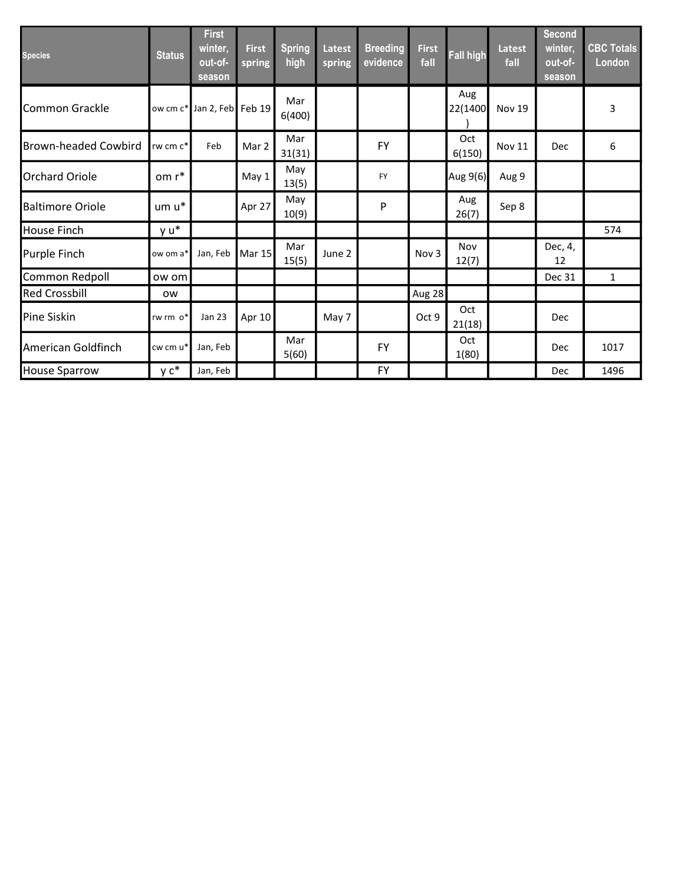| Species | Status | First winter, out-of-season | First spring | Spring high | Latest spring | Breeding evidence | First fall | Fall high | Latest fall | Second winter, out-of-season | CBC Totals London |
|---|---|---|---|---|---|---|---|---|---|---|---|
| Common Grackle | ow cm c* | Jan 2, Feb | Feb 19 | Mar 6(400) | | | | Aug 22(1400) | Nov 19 | | 3 |
| Brown-headed Cowbird | rw cm c* | Feb | Mar 2 | Mar 31(31) | | FY | | Oct 6(150) | Nov 11 | Dec | 6 |
| Orchard Oriole | om r* | | May 1 | May 13(5) | | FY | | Aug 9(6) | Aug 9 | | |
| Baltimore Oriole | um u* | | Apr 27 | May 10(9) | | P | | Aug 26(7) | Sep 8 | | |
| House Finch | y u* | | | | | | | | | | 574 |
| Purple Finch | ow om a* | Jan, Feb | Mar 15 | Mar 15(5) | June 2 | | Nov 3 | Nov 12(7) | | Dec, 4, 12 | |
| Common Redpoll | ow om | | | | | | | | | Dec 31 | 1 |
| Red Crossbill | ow | | | | | | Aug 28 | | | | |
| Pine Siskin | rw rm o* | Jan 23 | Apr 10 | | May 7 | | Oct 9 | Oct 21(18) | | Dec | |
| American Goldfinch | cw cm u* | Jan, Feb | | Mar 5(60) | | FY | | Oct 1(80) | | Dec | 1017 |
| House Sparrow | y c* | Jan, Feb | | | | FY | | | | Dec | 1496 |